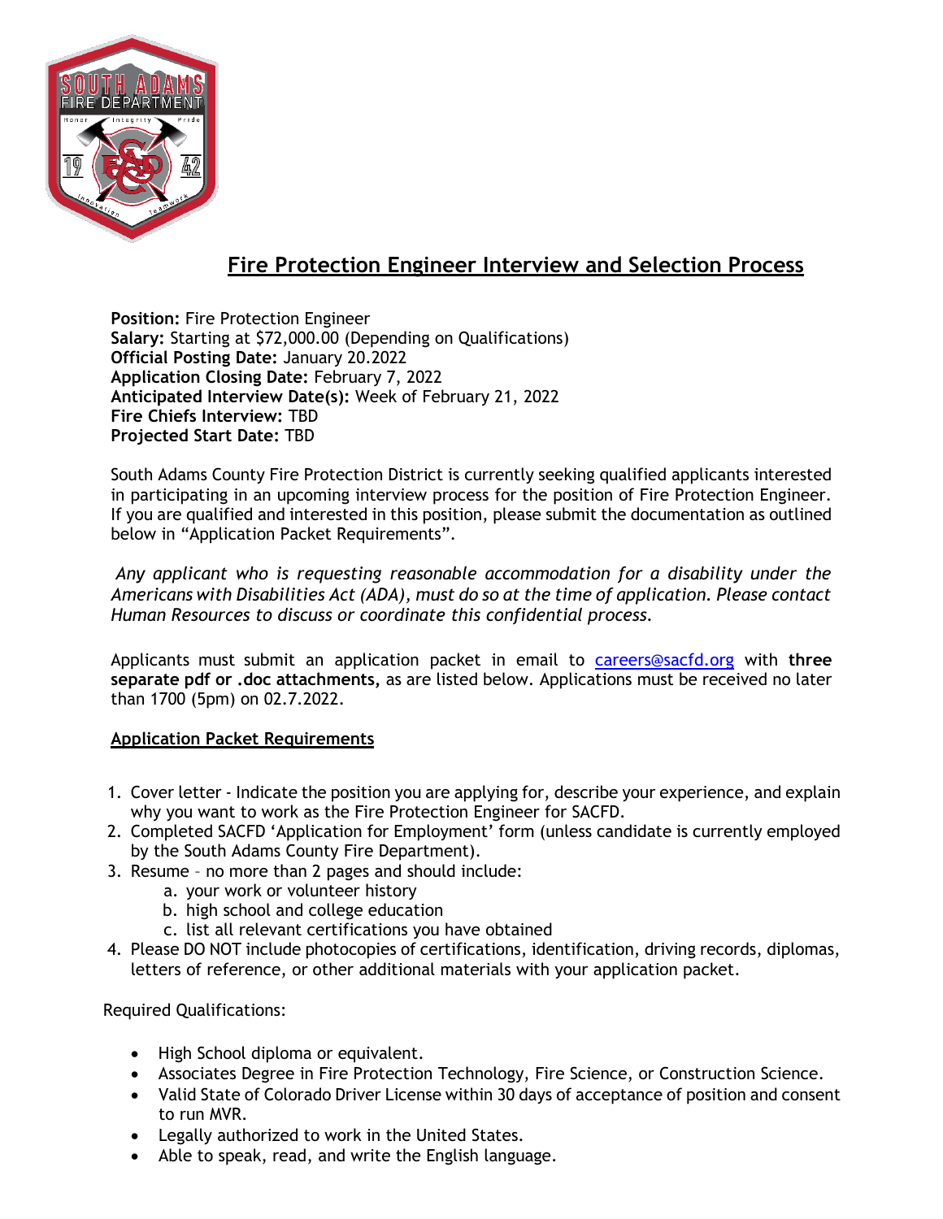# Fire Protection Engineer Interview and Selection Process

**Position:** Fire Protection Engineer
**Salary:** Starting at $72,000.00 (Depending on Qualifications)
**Official Posting Date:** January 20.2022
**Application Closing Date:** February 7, 2022
**Anticipated Interview Date(s):** Week of February 21, 2022
**Fire Chiefs Interview:** TBD
**Projected Start Date:** TBD

South Adams County Fire Protection District is currently seeking qualified applicants interested in participating in an upcoming interview process for the position of Fire Protection Engineer. If you are qualified and interested in this position, please submit the documentation as outlined below in "Application Packet Requirements".

*Any applicant who is requesting reasonable accommodation for a disability under the Americans with Disabilities Act (ADA), must do so at the time of application. Please contact Human Resources to discuss or coordinate this confidential process.*

Applicants must submit an application packet in email to careers@sacfd.org with **three separate pdf or .doc attachments,** as are listed below. Applications must be received no later than 1700 (5pm) on 02.7.2022.

## Application Packet Requirements

1. Cover letter - Indicate the position you are applying for, describe your experience, and explain why you want to work as the Fire Protection Engineer for SACFD.
2. Completed SACFD 'Application for Employment' form (unless candidate is currently employed by the South Adams County Fire Department).
3. Resume – no more than 2 pages and should include:
   a. your work or volunteer history
   b. high school and college education
   c. list all relevant certifications you have obtained
4. Please DO NOT include photocopies of certifications, identification, driving records, diplomas, letters of reference, or other additional materials with your application packet.

Required Qualifications:

- High School diploma or equivalent.
- Associates Degree in Fire Protection Technology, Fire Science, or Construction Science.
- Valid State of Colorado Driver License within 30 days of acceptance of position and consent to run MVR.
- Legally authorized to work in the United States.
- Able to speak, read, and write the English language.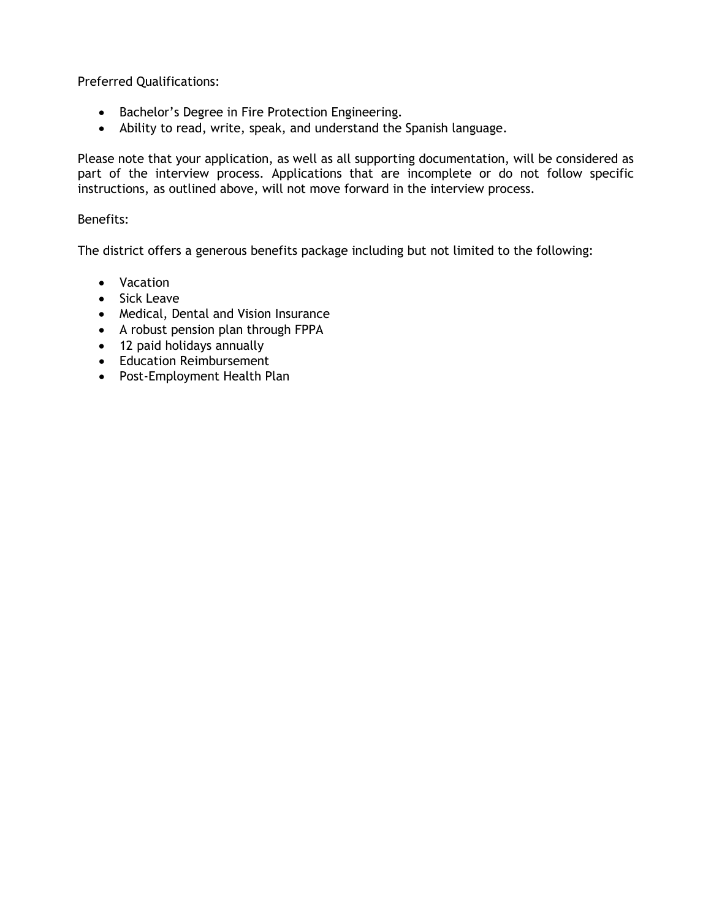Preferred Qualifications:

- Bachelor's Degree in Fire Protection Engineering.
- Ability to read, write, speak, and understand the Spanish language.

Please note that your application, as well as all supporting documentation, will be considered as part of the interview process. Applications that are incomplete or do not follow specific instructions, as outlined above, will not move forward in the interview process.

Benefits:

The district offers a generous benefits package including but not limited to the following:

- Vacation
- Sick Leave
- Medical, Dental and Vision Insurance
- A robust pension plan through FPPA
- 12 paid holidays annually
- Education Reimbursement
- Post-Employment Health Plan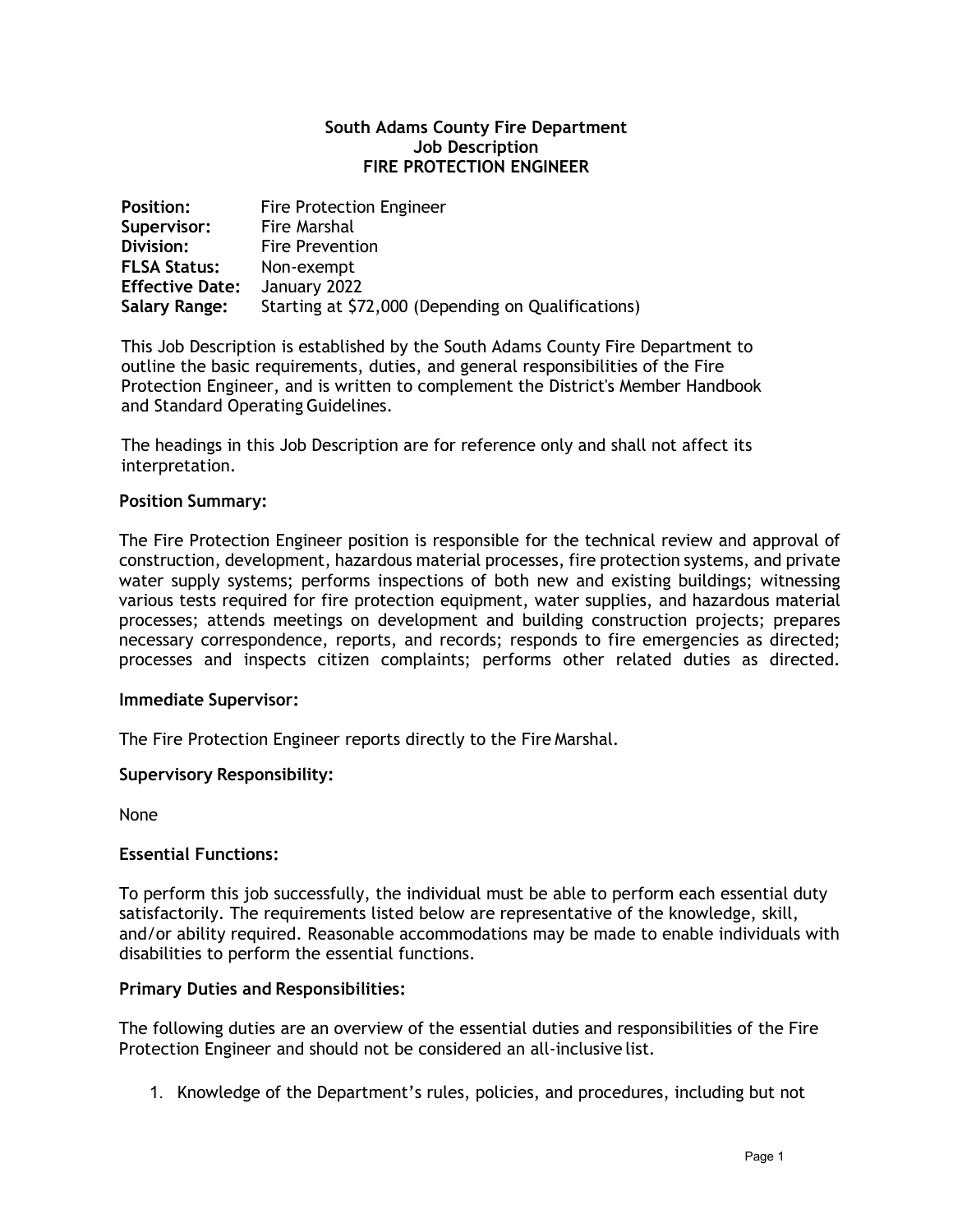**South Adams County Fire Department**
**Job Description**
**FIRE PROTECTION ENGINEER**

| | |
|---|---|
| **Position:** | Fire Protection Engineer |
| **Supervisor:** | Fire Marshal |
| **Division:** | Fire Prevention |
| **FLSA Status:** | Non-exempt |
| **Effective Date:** | January 2022 |
| **Salary Range:** | Starting at $72,000 (Depending on Qualifications) |

This Job Description is established by the South Adams County Fire Department to outline the basic requirements, duties, and general responsibilities of the Fire Protection Engineer, and is written to complement the District's Member Handbook and Standard Operating Guidelines.

The headings in this Job Description are for reference only and shall not affect its interpretation.

**Position Summary:**

The Fire Protection Engineer position is responsible for the technical review and approval of construction, development, hazardous material processes, fire protection systems, and private water supply systems; performs inspections of both new and existing buildings; witnessing various tests required for fire protection equipment, water supplies, and hazardous material processes; attends meetings on development and building construction projects; prepares necessary correspondence, reports, and records; responds to fire emergencies as directed; processes and inspects citizen complaints; performs other related duties as directed.

**Immediate Supervisor:**

The Fire Protection Engineer reports directly to the Fire Marshal.

**Supervisory Responsibility:**

None

**Essential Functions:**

To perform this job successfully, the individual must be able to perform each essential duty satisfactorily. The requirements listed below are representative of the knowledge, skill, and/or ability required. Reasonable accommodations may be made to enable individuals with disabilities to perform the essential functions.

**Primary Duties and Responsibilities:**

The following duties are an overview of the essential duties and responsibilities of the Fire Protection Engineer and should not be considered an all-inclusive list.

1. Knowledge of the Department's rules, policies, and procedures, including but not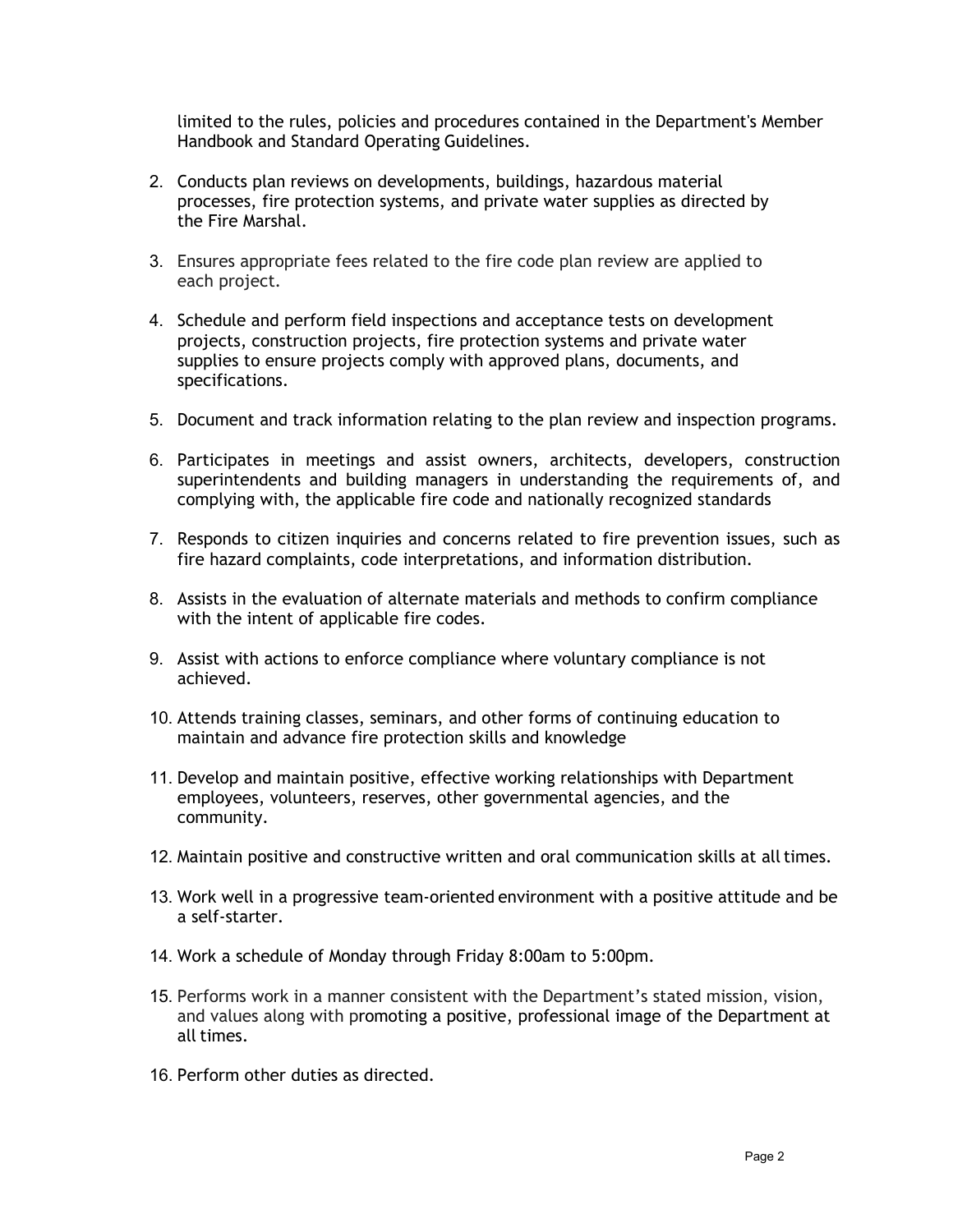limited to the rules, policies and procedures contained in the Department's Member Handbook and Standard Operating Guidelines.

2. Conducts plan reviews on developments, buildings, hazardous material processes, fire protection systems, and private water supplies as directed by the Fire Marshal.

3. Ensures appropriate fees related to the fire code plan review are applied to each project.

4. Schedule and perform field inspections and acceptance tests on development projects, construction projects, fire protection systems and private water supplies to ensure projects comply with approved plans, documents, and specifications.

5. Document and track information relating to the plan review and inspection programs.

6. Participates in meetings and assist owners, architects, developers, construction superintendents and building managers in understanding the requirements of, and complying with, the applicable fire code and nationally recognized standards

7. Responds to citizen inquiries and concerns related to fire prevention issues, such as fire hazard complaints, code interpretations, and information distribution.

8. Assists in the evaluation of alternate materials and methods to confirm compliance with the intent of applicable fire codes.

9. Assist with actions to enforce compliance where voluntary compliance is not achieved.

10. Attends training classes, seminars, and other forms of continuing education to maintain and advance fire protection skills and knowledge

11. Develop and maintain positive, effective working relationships with Department employees, volunteers, reserves, other governmental agencies, and the community.

12. Maintain positive and constructive written and oral communication skills at all times.

13. Work well in a progressive team-oriented environment with a positive attitude and be a self-starter.

14. Work a schedule of Monday through Friday 8:00am to 5:00pm.

15. Performs work in a manner consistent with the Department's stated mission, vision, and values along with promoting a positive, professional image of the Department at all times.

16. Perform other duties as directed.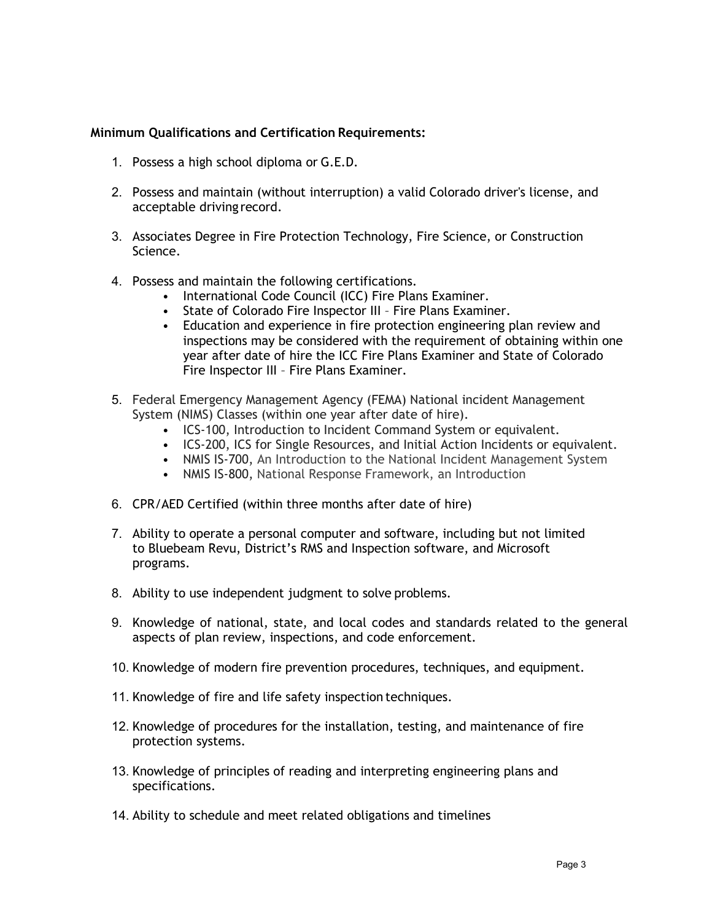**Minimum Qualifications and Certification Requirements:**

1. Possess a high school diploma or G.E.D.

2. Possess and maintain (without interruption) a valid Colorado driver's license, and acceptable driving record.

3. Associates Degree in Fire Protection Technology, Fire Science, or Construction Science.

4. Possess and maintain the following certifications.
   - International Code Council (ICC) Fire Plans Examiner.
   - State of Colorado Fire Inspector III – Fire Plans Examiner.
   - Education and experience in fire protection engineering plan review and inspections may be considered with the requirement of obtaining within one year after date of hire the ICC Fire Plans Examiner and State of Colorado Fire Inspector III – Fire Plans Examiner.

5. Federal Emergency Management Agency (FEMA) National incident Management System (NIMS) Classes (within one year after date of hire).
   - ICS-100, Introduction to Incident Command System or equivalent.
   - ICS-200, ICS for Single Resources, and Initial Action Incidents or equivalent.
   - NMIS IS-700, An Introduction to the National Incident Management System
   - NMIS IS-800, National Response Framework, an Introduction

6. CPR/AED Certified (within three months after date of hire)

7. Ability to operate a personal computer and software, including but not limited to Bluebeam Revu, District's RMS and Inspection software, and Microsoft programs.

8. Ability to use independent judgment to solve problems.

9. Knowledge of national, state, and local codes and standards related to the general aspects of plan review, inspections, and code enforcement.

10. Knowledge of modern fire prevention procedures, techniques, and equipment.

11. Knowledge of fire and life safety inspection techniques.

12. Knowledge of procedures for the installation, testing, and maintenance of fire protection systems.

13. Knowledge of principles of reading and interpreting engineering plans and specifications.

14. Ability to schedule and meet related obligations and timelines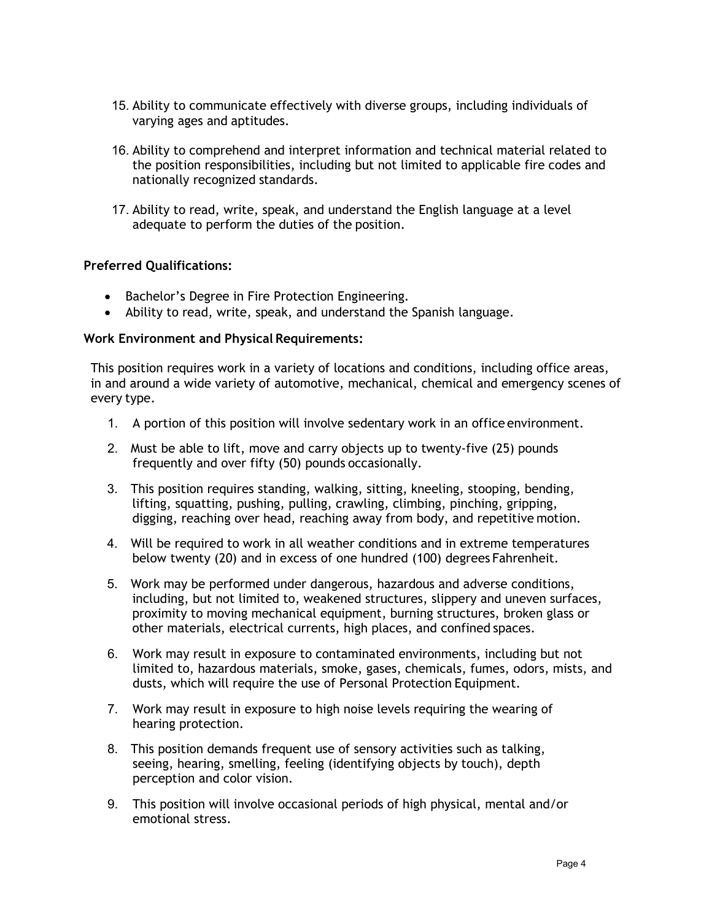15. Ability to communicate effectively with diverse groups, including individuals of varying ages and aptitudes.

16. Ability to comprehend and interpret information and technical material related to the position responsibilities, including but not limited to applicable fire codes and nationally recognized standards.

17. Ability to read, write, speak, and understand the English language at a level adequate to perform the duties of the position.

**Preferred Qualifications:**

- Bachelor's Degree in Fire Protection Engineering.
- Ability to read, write, speak, and understand the Spanish language.

**Work Environment and Physical Requirements:**

This position requires work in a variety of locations and conditions, including office areas, in and around a wide variety of automotive, mechanical, chemical and emergency scenes of every type.

1. A portion of this position will involve sedentary work in an office environment.

2. Must be able to lift, move and carry objects up to twenty-five (25) pounds frequently and over fifty (50) pounds occasionally.

3. This position requires standing, walking, sitting, kneeling, stooping, bending, lifting, squatting, pushing, pulling, crawling, climbing, pinching, gripping, digging, reaching over head, reaching away from body, and repetitive motion.

4. Will be required to work in all weather conditions and in extreme temperatures below twenty (20) and in excess of one hundred (100) degrees Fahrenheit.

5. Work may be performed under dangerous, hazardous and adverse conditions, including, but not limited to, weakened structures, slippery and uneven surfaces, proximity to moving mechanical equipment, burning structures, broken glass or other materials, electrical currents, high places, and confined spaces.

6. Work may result in exposure to contaminated environments, including but not limited to, hazardous materials, smoke, gases, chemicals, fumes, odors, mists, and dusts, which will require the use of Personal Protection Equipment.

7. Work may result in exposure to high noise levels requiring the wearing of hearing protection.

8. This position demands frequent use of sensory activities such as talking, seeing, hearing, smelling, feeling (identifying objects by touch), depth perception and color vision.

9. This position will involve occasional periods of high physical, mental and/or emotional stress.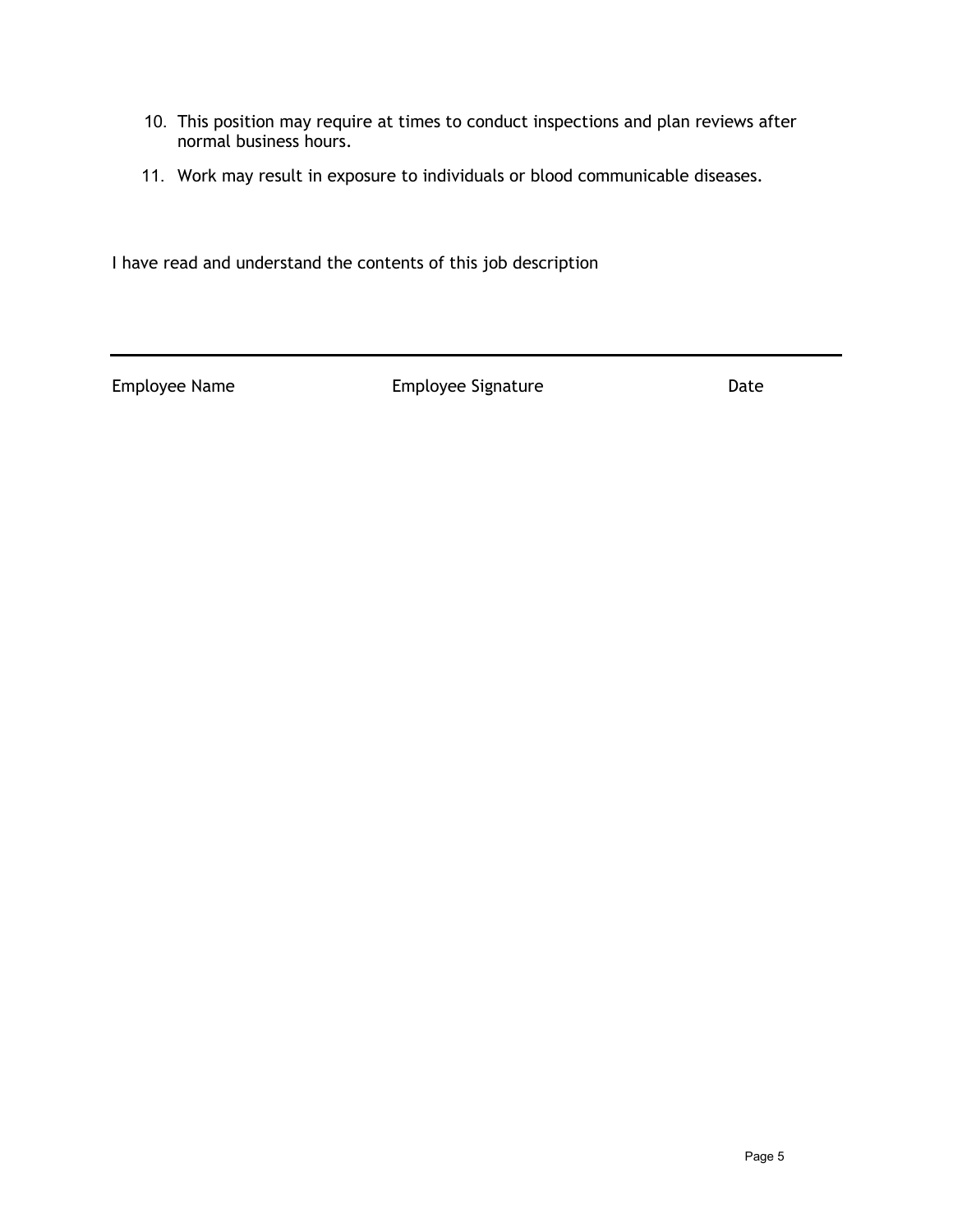10. This position may require at times to conduct inspections and plan reviews after normal business hours.
11. Work may result in exposure to individuals or blood communicable diseases.

I have read and understand the contents of this job description

---

Employee Name          Employee Signature          Date